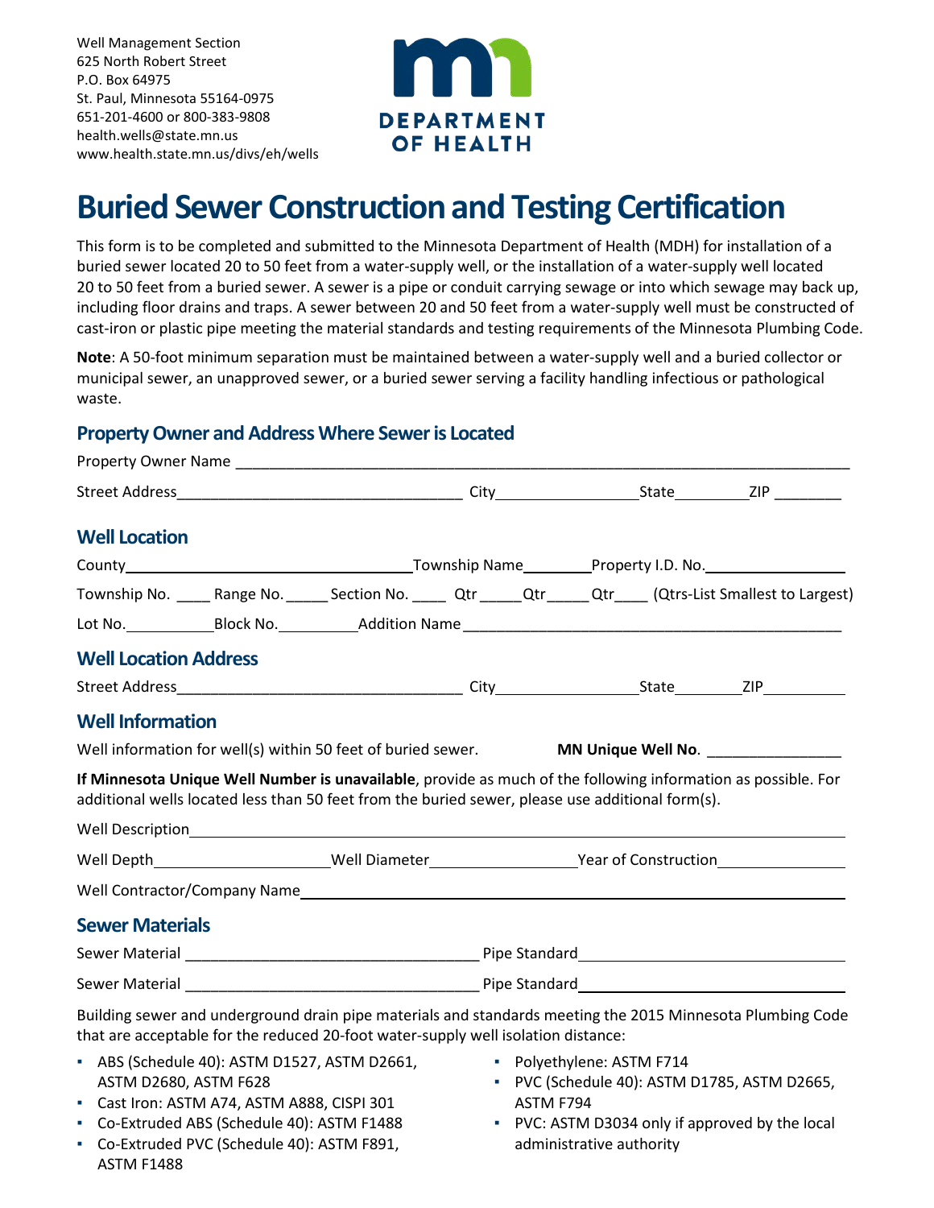Well Management Section
625 North Robert Street
P.O. Box 64975
St. Paul, Minnesota 55164-0975
651-201-4600 or 800-383-9808
health.wells@state.mn.us
www.health.state.mn.us/divs/eh/wells

DEPARTMENT OF HEALTH

# Buried Sewer Construction and Testing Certification

This form is to be completed and submitted to the Minnesota Department of Health (MDH) for installation of a buried sewer located 20 to 50 feet from a water-supply well, or the installation of a water-supply well located 20 to 50 feet from a buried sewer. A sewer is a pipe or conduit carrying sewage or into which sewage may back up, including floor drains and traps. A sewer between 20 and 50 feet from a water-supply well must be constructed of cast-iron or plastic pipe meeting the material standards and testing requirements of the Minnesota Plumbing Code.

**Note**: A 50-foot minimum separation must be maintained between a water-supply well and a buried collector or municipal sewer, an unapproved sewer, or a buried sewer serving a facility handling infectious or pathological waste.

## Property Owner and Address Where Sewer is Located

Property Owner Name ______________________________

Street Address ______________________ City ____________ State ________ ZIP ________

## Well Location

County ______________________ Township Name ________ Property I.D. No. ____________

Township No. ____ Range No. _____ Section No. ____ Qtr _____Qtr _____ Qtr____ (Qtrs-List Smallest to Largest)

Lot No. __________ Block No. __________ Addition Name ______________________________

## Well Location Address

Street Address ______________________ City ____________ State ________ ZIP ________

## Well Information

Well information for well(s) within 50 feet of buried sewer. **MN Unique Well No**. ________________

**If Minnesota Unique Well Number is unavailable**, provide as much of the following information as possible. For additional wells located less than 50 feet from the buried sewer, please use additional form(s).

Well Description ______________________________

Well Depth ____________ Well Diameter ____________ Year of Construction ____________

Well Contractor/Company Name ______________________________

## Sewer Materials

Sewer Material ______________________ Pipe Standard ______________________

Sewer Material ______________________ Pipe Standard ______________________

Building sewer and underground drain pipe materials and standards meeting the 2015 Minnesota Plumbing Code that are acceptable for the reduced 20-foot water-supply well isolation distance:

- ABS (Schedule 40): ASTM D1527, ASTM D2661, ASTM D2680, ASTM F628
- Cast Iron: ASTM A74, ASTM A888, CISPI 301
- Co-Extruded ABS (Schedule 40): ASTM F1488
- Co-Extruded PVC (Schedule 40): ASTM F891, ASTM F1488
- Polyethylene: ASTM F714
- PVC (Schedule 40): ASTM D1785, ASTM D2665, ASTM F794
- PVC: ASTM D3034 only if approved by the local administrative authority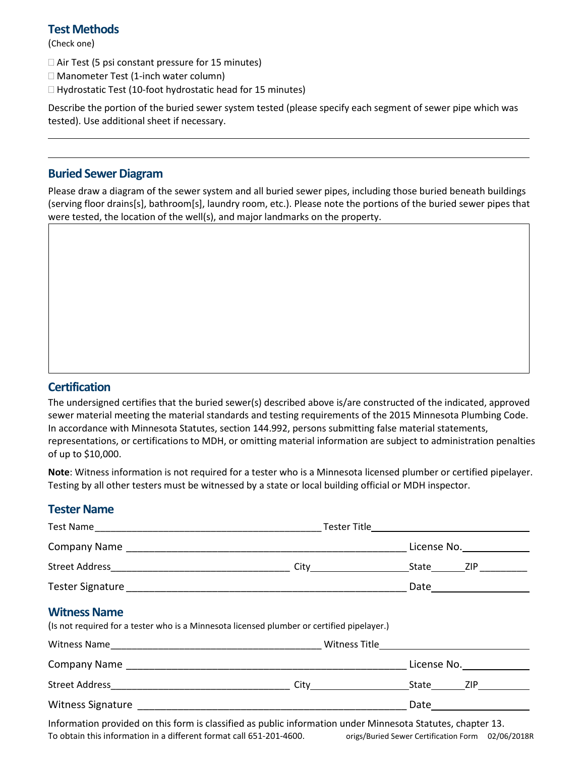## Test Methods

(Check one)

- ☐ Air Test (5 psi constant pressure for 15 minutes)
- ☐ Manometer Test (1-inch water column)
- ☐ Hydrostatic Test (10-foot hydrostatic head for 15 minutes)

Describe the portion of the buried sewer system tested (please specify each segment of sewer pipe which was tested). Use additional sheet if necessary.

\_\_\_\_\_\_\_\_\_\_\_\_\_\_\_\_\_\_\_\_\_\_\_\_\_\_\_\_\_\_\_\_\_\_\_\_\_\_\_\_\_\_\_\_\_\_\_\_\_\_\_\_\_\_\_\_\_\_\_\_\_\_\_\_\_\_\_\_\_\_\_\_\_\_\_\_

\_\_\_\_\_\_\_\_\_\_\_\_\_\_\_\_\_\_\_\_\_\_\_\_\_\_\_\_\_\_\_\_\_\_\_\_\_\_\_\_\_\_\_\_\_\_\_\_\_\_\_\_\_\_\_\_\_\_\_\_\_\_\_\_\_\_\_\_\_\_\_\_\_\_\_\_

## Buried Sewer Diagram

Please draw a diagram of the sewer system and all buried sewer pipes, including those buried beneath buildings (serving floor drains[s], bathroom[s], laundry room, etc.). Please note the portions of the buried sewer pipes that were tested, the location of the well(s), and major landmarks on the property.

## Certification

The undersigned certifies that the buried sewer(s) described above is/are constructed of the indicated, approved sewer material meeting the material standards and testing requirements of the 2015 Minnesota Plumbing Code. In accordance with Minnesota Statutes, section 144.992, persons submitting false material statements, representations, or certifications to MDH, or omitting material information are subject to administration penalties of up to $10,000.

**Note**: Witness information is not required for a tester who is a Minnesota licensed plumber or certified pipelayer. Testing by all other testers must be witnessed by a state or local building official or MDH inspector.

## Tester Name

Test Name\_\_\_\_\_\_\_\_\_\_\_\_\_\_\_\_\_\_\_\_\_\_\_\_\_\_\_\_\_\_\_\_\_\_\_\_\_\_\_\_\_\_ Tester Title\_\_\_\_\_\_\_\_\_\_\_\_\_\_\_\_\_\_\_\_\_\_\_\_\_\_\_\_\_\_

Company Name \_\_\_\_\_\_\_\_\_\_\_\_\_\_\_\_\_\_\_\_\_\_\_\_\_\_\_\_\_\_\_\_\_\_\_\_\_\_\_\_\_\_\_\_\_\_\_\_\_\_ License No.\_\_\_\_\_\_\_\_\_\_\_\_

Street Address\_\_\_\_\_\_\_\_\_\_\_\_\_\_\_\_\_\_\_\_\_\_\_\_\_\_\_\_\_\_\_\_\_\_ City\_\_\_\_\_\_\_\_\_\_\_\_\_\_\_\_\_\_State\_\_\_\_\_\_ZIP \_\_\_\_\_\_\_\_\_

Tester Signature \_\_\_\_\_\_\_\_\_\_\_\_\_\_\_\_\_\_\_\_\_\_\_\_\_\_\_\_\_\_\_\_\_\_\_\_\_\_\_\_\_\_\_\_\_\_\_\_\_\_ Date\_\_\_\_\_\_\_\_\_\_\_\_\_\_\_\_\_\_

## Witness Name

(Is not required for a tester who is a Minnesota licensed plumber or certified pipelayer.)

Witness Name\_\_\_\_\_\_\_\_\_\_\_\_\_\_\_\_\_\_\_\_\_\_\_\_\_\_\_\_\_\_\_\_\_\_\_\_\_\_\_ Witness Title\_\_\_\_\_\_\_\_\_\_\_\_\_\_\_\_\_\_\_\_\_\_\_\_\_\_\_\_\_\_

Company Name \_\_\_\_\_\_\_\_\_\_\_\_\_\_\_\_\_\_\_\_\_\_\_\_\_\_\_\_\_\_\_\_\_\_\_\_\_\_\_\_\_\_\_\_\_\_\_\_\_\_ License No.\_\_\_\_\_\_\_\_\_\_\_\_

Street Address\_\_\_\_\_\_\_\_\_\_\_\_\_\_\_\_\_\_\_\_\_\_\_\_\_\_\_\_\_\_\_\_\_\_ City\_\_\_\_\_\_\_\_\_\_\_\_\_\_\_\_\_\_State\_\_\_\_\_\_ZIP\_\_\_\_\_\_\_\_\_

Witness Signature \_\_\_\_\_\_\_\_\_\_\_\_\_\_\_\_\_\_\_\_\_\_\_\_\_\_\_\_\_\_\_\_\_\_\_\_\_\_\_\_\_\_\_\_\_\_\_\_\_ Date\_\_\_\_\_\_\_\_\_\_\_\_\_\_\_\_\_\_

Information provided on this form is classified as public information under Minnesota Statutes, chapter 13.
To obtain this information in a different format call 651-201-4600. origs/Buried Sewer Certification Form 02/06/2018R